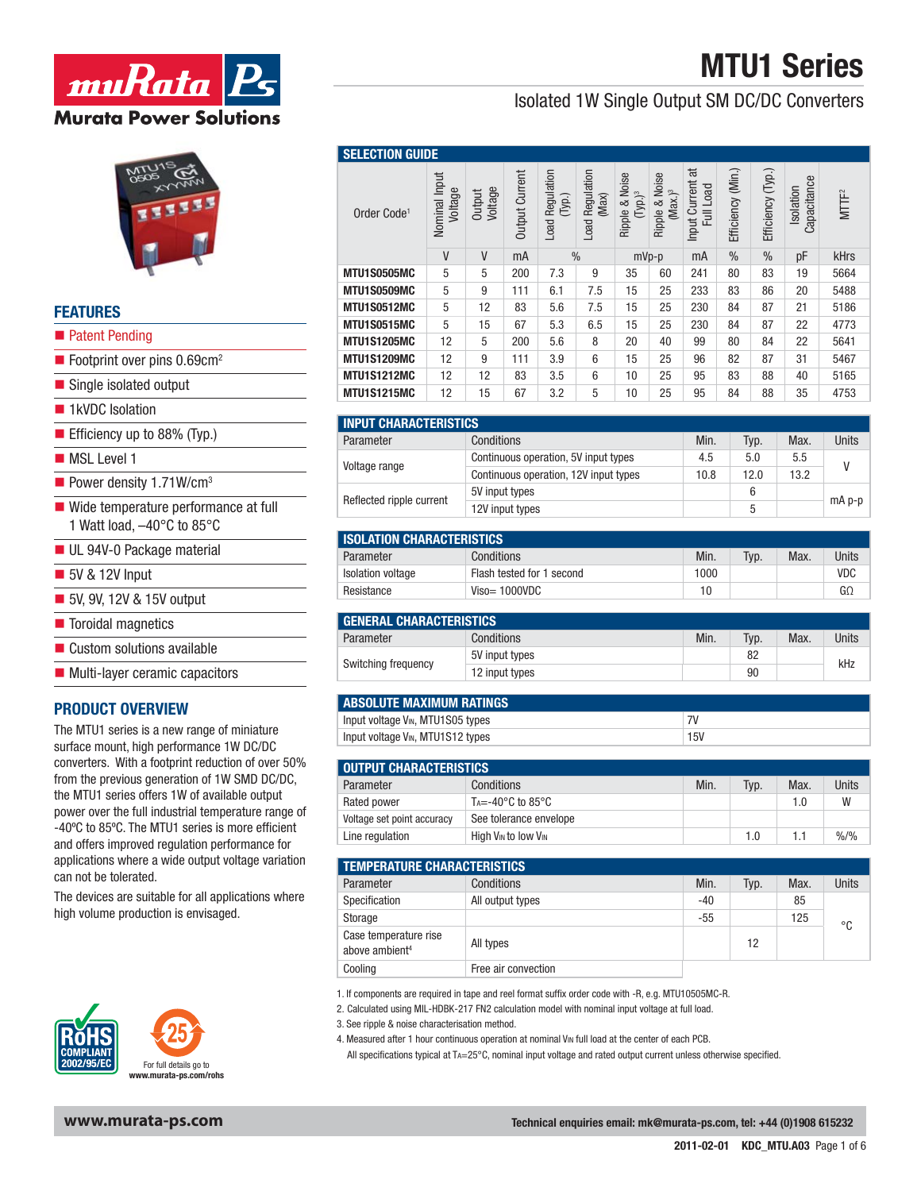# MTU1 Series

## Isolated 1W Single Output SM DC/DC Converters

## FEATURES

- Patent Pending
- Footprint over pins 0.69cm²
- Single isolated output
- 1kVDC Isolation
- Efficiency up to 88% (Typ.)
- MSL Level 1
- Power density 1.71W/cm³
- Wide temperature performance at full 1 Watt load, –40°C to 85°C
- UL 94V-0 Package material
- 5V & 12V Input
- 5V, 9V, 12V & 15V output
- Toroidal magnetics
- Custom solutions available
- Multi-layer ceramic capacitors

## PRODUCT OVERVIEW

The MTU1 series is a new range of miniature surface mount, high performance 1W DC/DC converters. With a footprint reduction of over 50% from the previous generation of 1W SMD DC/DC, the MTU1 series offers 1W of available output power over the full industrial temperature range of -40ºC to 85ºC. The MTU1 series is more efficient and offers improved regulation performance for applications where a wide output voltage variation can not be tolerated.

The devices are suitable for all applications where high volume production is envisaged.

For full details go to www.murata-ps.com/rohs

## SELECTION GUIDE

| Order Code[1] | Nominal Input Voltage | Output Voltage | Output Current | Load Regulation (Typ.) | Load Regulation (Max) | Ripple & Noise (Typ.)[3] | Ripple & Noise (Max.)[3] | Input Current at Full Load | Efficiency (Min.) | Efficiency (Typ.) | Isolation Capacitance | MTTF[2] |
|---|---|---|---|---|---|---|---|---|---|---|---|---|
| | V | V | mA | % | | mVp-p | | mA | % | % | pF | kHrs |
| MTU1S0505MC | 5 | 5 | 200 | 7.3 | 9 | 35 | 60 | 241 | 80 | 83 | 19 | 5664 |
| MTU1S0509MC | 5 | 9 | 111 | 6.1 | 7.5 | 15 | 25 | 233 | 83 | 86 | 20 | 5488 |
| MTU1S0512MC | 5 | 12 | 83 | 5.6 | 7.5 | 15 | 25 | 230 | 84 | 87 | 21 | 5186 |
| MTU1S0515MC | 5 | 15 | 67 | 5.3 | 6.5 | 15 | 25 | 230 | 84 | 87 | 22 | 4773 |
| MTU1S1205MC | 12 | 5 | 200 | 5.6 | 8 | 20 | 40 | 99 | 80 | 84 | 22 | 5641 |
| MTU1S1209MC | 12 | 9 | 111 | 3.9 | 6 | 15 | 25 | 96 | 82 | 87 | 31 | 5467 |
| MTU1S1212MC | 12 | 12 | 83 | 3.5 | 6 | 10 | 25 | 95 | 83 | 88 | 40 | 5165 |
| MTU1S1215MC | 12 | 15 | 67 | 3.2 | 5 | 10 | 25 | 95 | 84 | 88 | 35 | 4753 |

## INPUT CHARACTERISTICS

| Parameter | Conditions | Min. | Typ. | Max. | Units |
|---|---|---|---|---|---|
| Voltage range | Continuous operation, 5V input types | 4.5 | 5.0 | 5.5 | V |
| | Continuous operation, 12V input types | 10.8 | 12.0 | 13.2 | |
| Reflected ripple current | 5V input types | | 6 | | mA p-p |
| | 12V input types | | 5 | | |

## ISOLATION CHARACTERISTICS

| Parameter | Conditions | Min. | Typ. | Max. | Units |
|---|---|---|---|---|---|
| Isolation voltage | Flash tested for 1 second | 1000 | | | VDC |
| Resistance | Viso= 1000VDC | 10 | | | GΩ |

## GENERAL CHARACTERISTICS

| Parameter | Conditions | Min. | Typ. | Max. | Units |
|---|---|---|---|---|---|
| Switching frequency | 5V input types | | 82 | | kHz |
| | 12 input types | | 90 | | |

## ABSOLUTE MAXIMUM RATINGS

| | |
|---|---|
| Input voltage $V_{IN}$, MTU1S05 types | 7V |
| Input voltage $V_{IN}$, MTU1S12 types | 15V |

## OUTPUT CHARACTERISTICS

| Parameter | Conditions | Min. | Typ. | Max. | Units |
|---|---|---|---|---|---|
| Rated power | $T_A$=-40°C to 85°C | | | 1.0 | W |
| Voltage set point accuracy | See tolerance envelope | | | | |
| Line regulation | High $V_{IN}$ to low $V_{IN}$ | | 1.0 | 1.1 | %/% |

## TEMPERATURE CHARACTERISTICS

| Parameter | Conditions | Min. | Typ. | Max. | Units |
|---|---|---|---|---|---|
| Specification | All output types | -40 | | 85 | °C |
| Storage | | -55 | | 125 | |
| Case temperature rise above ambient[4] | All types | | 12 | | |
| Cooling | Free air convection | | | | |

1. If components are required in tape and reel format suffix order code with -R, e.g. MTU10505MC-R.
2. Calculated using MIL-HDBK-217 FN2 calculation model with nominal input voltage at full load.
3. See ripple & noise characterisation method.
4. Measured after 1 hour continuous operation at nominal $V_{IN}$ full load at the center of each PCB.

All specifications typical at $T_A$=25°C, nominal input voltage and rated output current unless otherwise specified.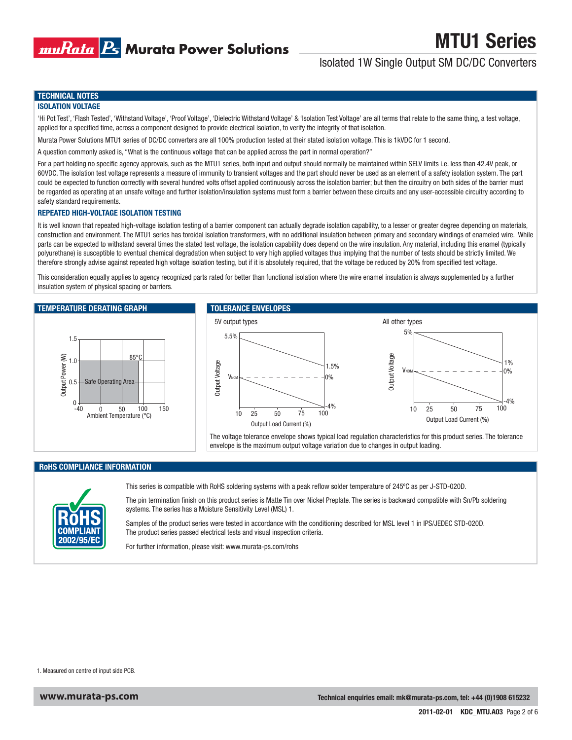## TECHNICAL NOTES

### ISOLATION VOLTAGE

'Hi Pot Test', 'Flash Tested', 'Withstand Voltage', 'Proof Voltage', 'Dielectric Withstand Voltage' & 'Isolation Test Voltage' are all terms that relate to the same thing, a test voltage, applied for a specified time, across a component designed to provide electrical isolation, to verify the integrity of that isolation.

Murata Power Solutions MTU1 series of DC/DC converters are all 100% production tested at their stated isolation voltage. This is 1kVDC for 1 second.

A question commonly asked is, "What is the continuous voltage that can be applied across the part in normal operation?"

For a part holding no specific agency approvals, such as the MTU1 series, both input and output should normally be maintained within SELV limits i.e. less than 42.4V peak, or 60VDC. The isolation test voltage represents a measure of immunity to transient voltages and the part should never be used as an element of a safety isolation system. The part could be expected to function correctly with several hundred volts offset applied continuously across the isolation barrier; but then the circuitry on both sides of the barrier must be regarded as operating at an unsafe voltage and further isolation/insulation systems must form a barrier between these circuits and any user-accessible circuitry according to safety standard requirements.

### REPEATED HIGH-VOLTAGE ISOLATION TESTING

It is well known that repeated high-voltage isolation testing of a barrier component can actually degrade isolation capability, to a lesser or greater degree depending on materials, construction and environment. The MTU1 series has toroidal isolation transformers, with no additional insulation between primary and secondary windings of enameled wire. While parts can be expected to withstand several times the stated test voltage, the isolation capability does depend on the wire insulation. Any material, including this enamel (typically polyurethane) is susceptible to eventual chemical degradation when subject to very high applied voltages thus implying that the number of tests should be strictly limited. We therefore strongly advise against repeated high voltage isolation testing, but if it is absolutely required, that the voltage be reduced by 20% from specified test voltage.

This consideration equally applies to agency recognized parts rated for better than functional isolation where the wire enamel insulation is always supplemented by a further insulation system of physical spacing or barriers.

## TEMPERATURE DERATING GRAPH

Output Power (W) vs. Ambient Temperature (°C): Safe Operating Area up to 1.0W from -40°C to 85°C.

## TOLERANCE ENVELOPES

5V output types: Output Voltage vs. Output Load Current (%) — upper limit 5.5% at 10% load to 1.5% at 100% load; lower limit 0% ($V_{NOM}$) at 10% load to -4% at 100% load.

All other types: Output Voltage vs. Output Load Current (%) — upper limit 5% at 10% load to 1% at 100% load; lower limit 0% ($V_{NOM}$) at 10% load to -4% at 100% load.

The voltage tolerance envelope shows typical load regulation characteristics for this product series. The tolerance envelope is the maximum output voltage variation due to changes in output loading.

## RoHS COMPLIANCE INFORMATION

RoHS COMPLIANT 2002/95/EC

This series is compatible with RoHS soldering systems with a peak reflow solder temperature of 245ºC as per J-STD-020D.

The pin termination finish on this product series is Matte Tin over Nickel Preplate. The series is backward compatible with Sn/Pb soldering systems. The series has a Moisture Sensitivity Level (MSL) 1.

Samples of the product series were tested in accordance with the conditioning described for MSL level 1 in IPS/JEDEC STD-020D. The product series passed electrical tests and visual inspection criteria.

For further information, please visit: www.murata-ps.com/rohs

1. Measured on centre of input side PCB.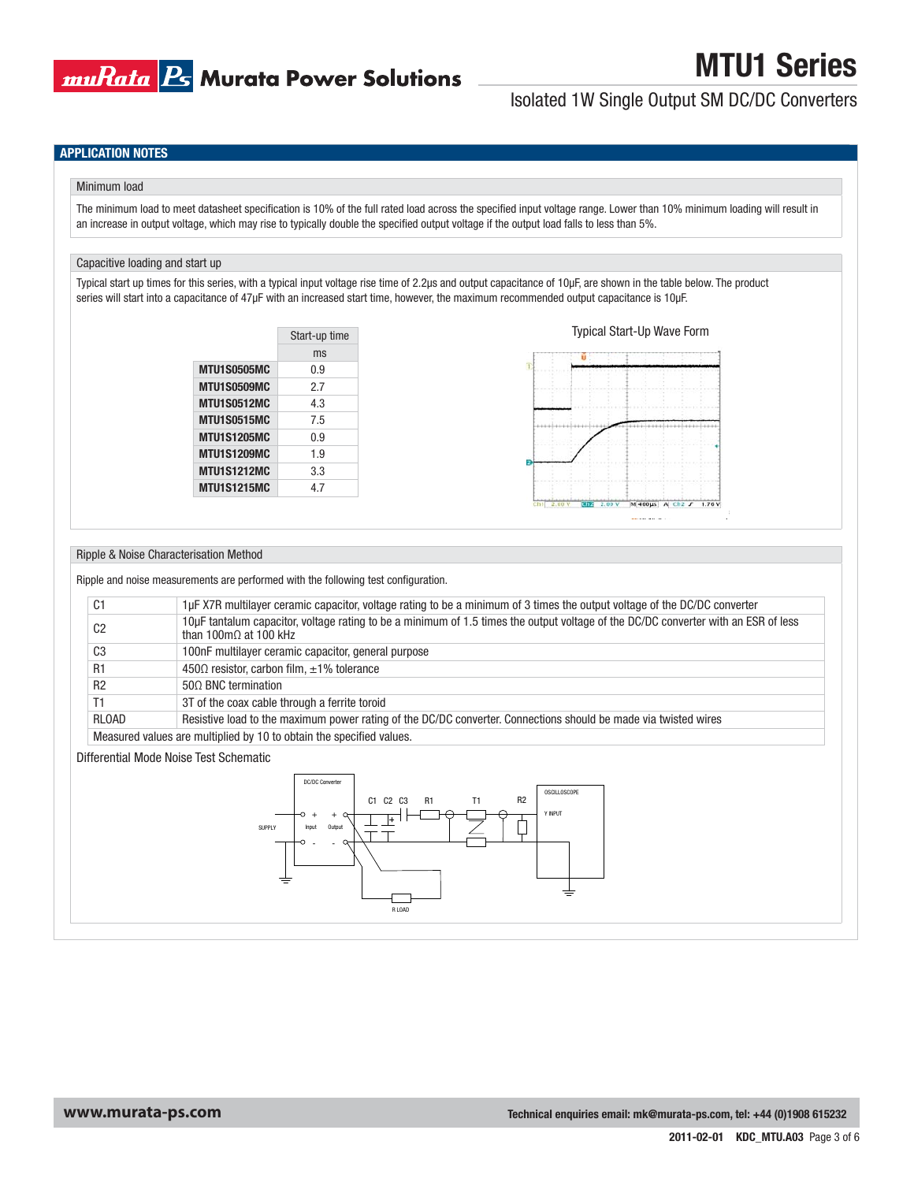## APPLICATION NOTES

### Minimum load

The minimum load to meet datasheet specification is 10% of the full rated load across the specified input voltage range. Lower than 10% minimum loading will result in an increase in output voltage, which may rise to typically double the specified output voltage if the output load falls to less than 5%.

### Capacitive loading and start up

Typical start up times for this series, with a typical input voltage rise time of 2.2µs and output capacitance of 10µF, are shown in the table below. The product series will start into a capacitance of 47µF with an increased start time, however, the maximum recommended output capacitance is 10µF.

| | Start-up time |
|---|---|
| | ms |
| **MTU1S0505MC** | 0.9 |
| **MTU1S0509MC** | 2.7 |
| **MTU1S0512MC** | 4.3 |
| **MTU1S0515MC** | 7.5 |
| **MTU1S1205MC** | 0.9 |
| **MTU1S1209MC** | 1.9 |
| **MTU1S1212MC** | 3.3 |
| **MTU1S1215MC** | 4.7 |

Typical Start-Up Wave Form

### Ripple & Noise Characterisation Method

Ripple and noise measurements are performed with the following test configuration.

| | |
|---|---|
| C1 | 1µF X7R multilayer ceramic capacitor, voltage rating to be a minimum of 3 times the output voltage of the DC/DC converter |
| C2 | 10µF tantalum capacitor, voltage rating to be a minimum of 1.5 times the output voltage of the DC/DC converter with an ESR of less than 100mΩ at 100 kHz |
| C3 | 100nF multilayer ceramic capacitor, general purpose |
| R1 | 450Ω resistor, carbon film, ±1% tolerance |
| R2 | 50Ω BNC termination |
| T1 | 3T of the coax cable through a ferrite toroid |
| RLOAD | Resistive load to the maximum power rating of the DC/DC converter. Connections should be made via twisted wires |
| Measured values are multiplied by 10 to obtain the specified values. | |

Differential Mode Noise Test Schematic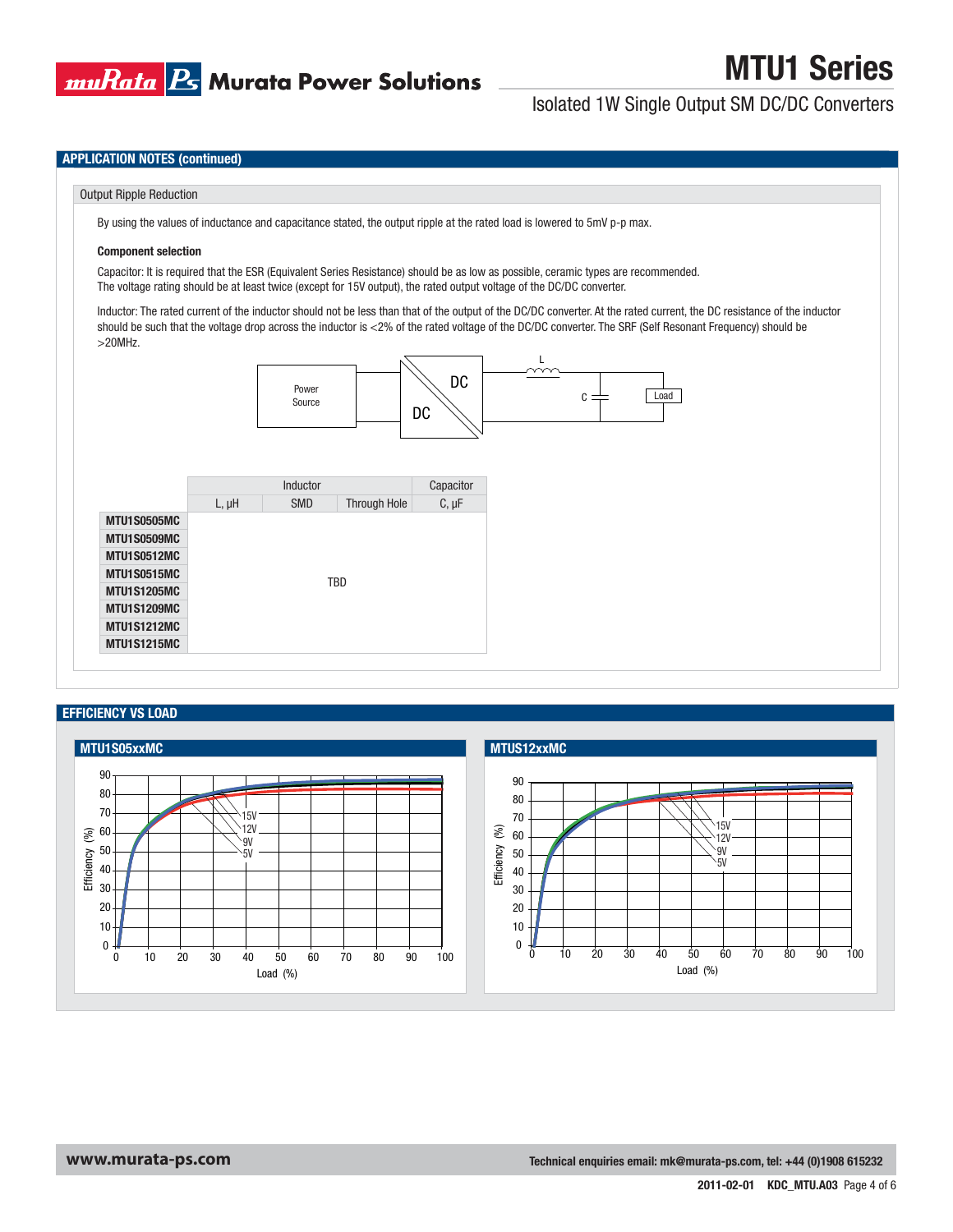## APPLICATION NOTES (continued)

### Output Ripple Reduction

By using the values of inductance and capacitance stated, the output ripple at the rated load is lowered to 5mV p-p max.

**Component selection**

Capacitor: It is required that the ESR (Equivalent Series Resistance) should be as low as possible, ceramic types are recommended.
The voltage rating should be at least twice (except for 15V output), the rated output voltage of the DC/DC converter.

Inductor: The rated current of the inductor should not be less than that of the output of the DC/DC converter. At the rated current, the DC resistance of the inductor should be such that the voltage drop across the inductor is <2% of the rated voltage of the DC/DC converter. The SRF (Self Resonant Frequency) should be >20MHz.

| | Inductor | | | Capacitor |
|---|---|---|---|---|
| | L, µH | SMD | Through Hole | C, µF |
| **MTU1S0505MC** | TBD | | | |
| **MTU1S0509MC** | | | | |
| **MTU1S0512MC** | | | | |
| **MTU1S0515MC** | | | | |
| **MTU1S1205MC** | | | | |
| **MTU1S1209MC** | | | | |
| **MTU1S1212MC** | | | | |
| **MTU1S1215MC** | | | | |

## EFFICIENCY VS LOAD

**MTU1S05xxMC**

**MTUS12xxMC**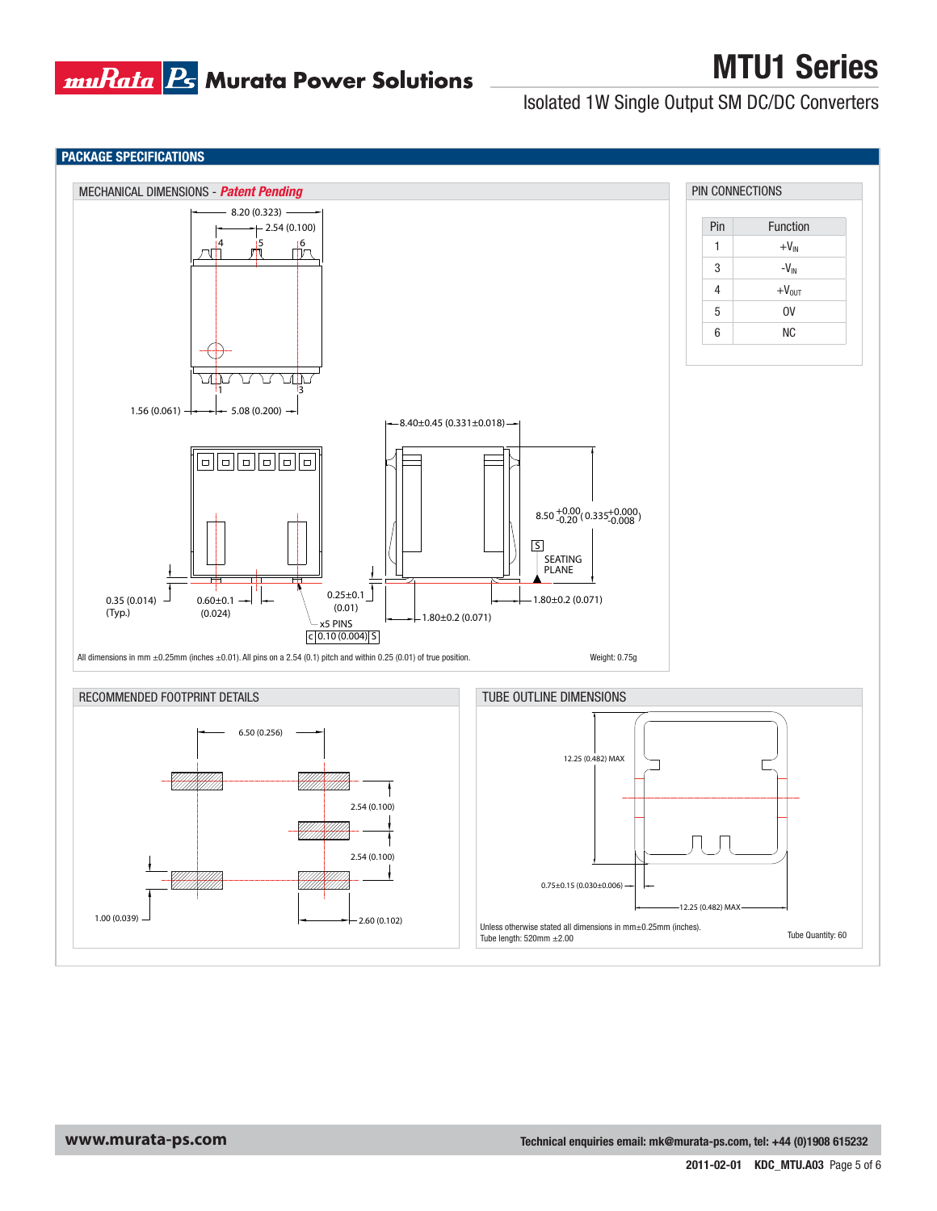## PACKAGE SPECIFICATIONS

### MECHANICAL DIMENSIONS - *Patent Pending*

8.20 (0.323)
2.54 (0.100)
4 5 6
1 3
1.56 (0.061) 5.08 (0.200)
8.40±0.45 (0.331±0.018)
8.50 $^{+0.00}_{-0.20}$ (0.335$^{+0.000}_{-0.008}$)
S SEATING PLANE
0.35 (0.014) (Typ.)
0.60±0.1 (0.024)
0.25±0.1 (0.01)
x5 PINS
c 0.10 (0.004) S
1.80±0.2 (0.071)
1.80±0.2 (0.071)

All dimensions in mm ±0.25mm (inches ±0.01). All pins on a 2.54 (0.1) pitch and within 0.25 (0.01) of true position.

Weight: 0.75g

### PIN CONNECTIONS

| Pin | Function |
|---|---|
| 1 | $+V_{IN}$ |
| 3 | $-V_{IN}$ |
| 4 | $+V_{OUT}$ |
| 5 | 0V |
| 6 | NC |

### RECOMMENDED FOOTPRINT DETAILS

6.50 (0.256)
2.54 (0.100)
2.54 (0.100)
1.00 (0.039)
2.60 (0.102)

### TUBE OUTLINE DIMENSIONS

12.25 (0.482) MAX
0.75±0.15 (0.030±0.006)
12.25 (0.482) MAX

Unless otherwise stated all dimensions in mm±0.25mm (inches).
Tube length: 520mm ±2.00

Tube Quantity: 60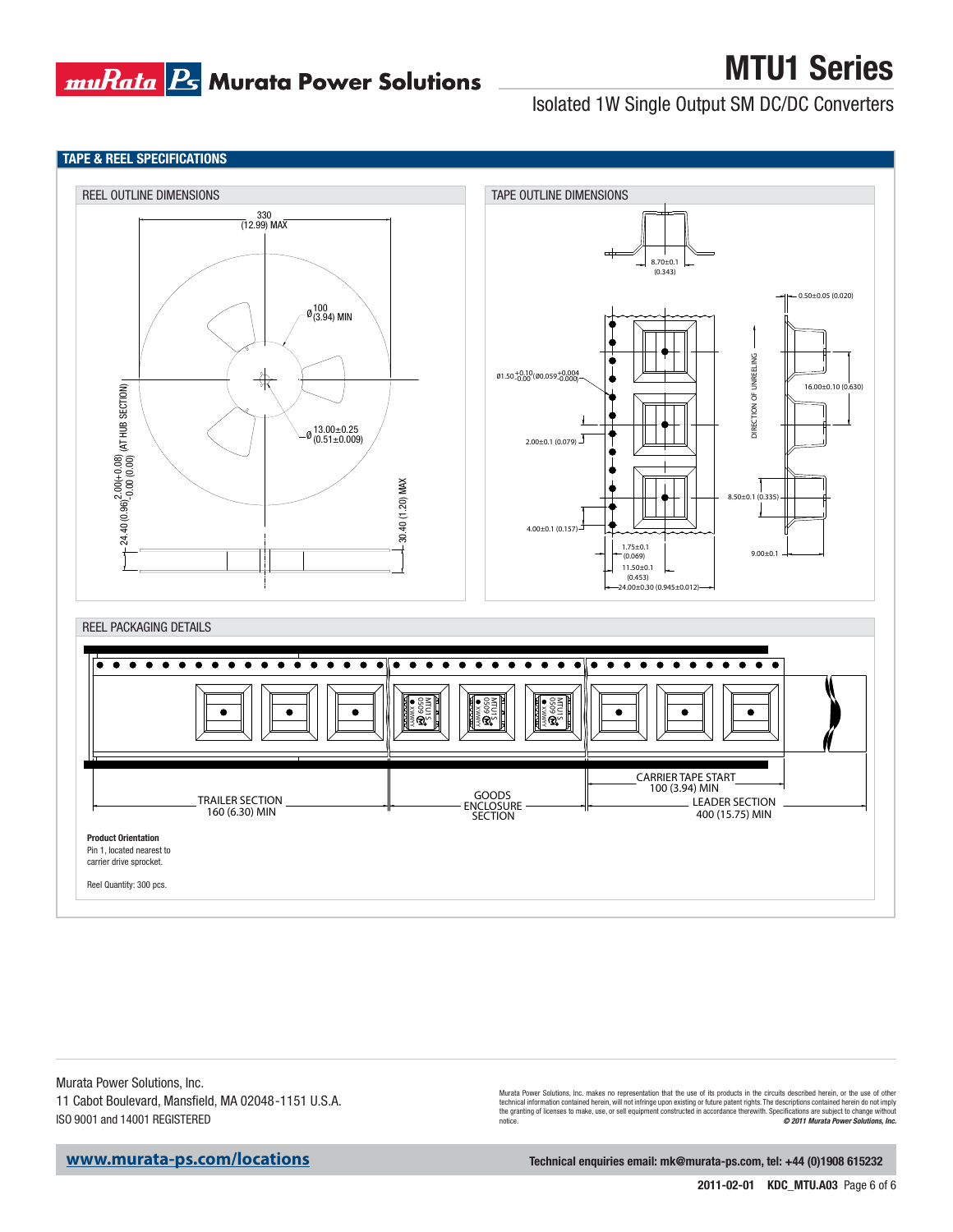## TAPE & REEL SPECIFICATIONS

### REEL OUTLINE DIMENSIONS

330
(12.99) MAX

Ø100
(3.94) MIN

Ø13.00±0.25
(0.51±0.009)

24.40 (0.96) 2.00(+0.08/-0.00) (0.00) (AT HUB SECTION)

30.40 (1.20) MAX

### TAPE OUTLINE DIMENSIONS

8.70±0.1
(0.343)

0.50±0.05 (0.020)

Ø1.50 +0.10/-0.00 (Ø0.059 +0.004/-0.000)

DIRECTION OF UNREELING

16.00±0.10 (0.630)

2.00±0.1 (0.079)

8.50±0.1 (0.335)

4.00±0.1 (0.157)

1.75±0.1
(0.069)

11.50±0.1
(0.453)

24.00±0.30 (0.945±0.012)

9.00±0.1

### REEL PACKAGING DETAILS

TRAILER SECTION
160 (6.30) MIN

GOODS
ENCLOSURE
SECTION

CARRIER TAPE START
100 (3.94) MIN

LEADER SECTION
400 (15.75) MIN

**Product Orientation**
Pin 1, located nearest to carrier drive sprocket.

Reel Quantity: 300 pcs.